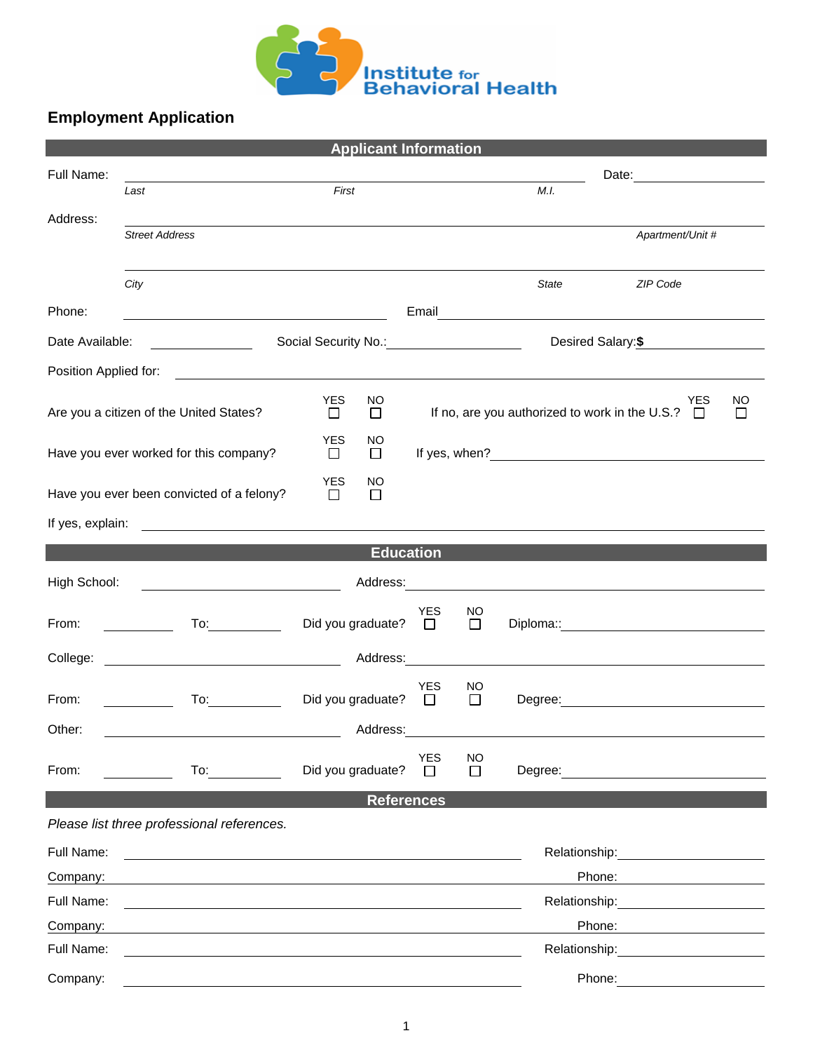Institute for Behavioral Health

## Employment Application

### Applicant Information

Full Name: ______________________________ Date: __________

*Last* *First* *M.I.*

Address: ____________________________________________

*Street Address* *Apartment/Unit #*

____________________________________________

*City* *State* *ZIP Code*

Phone: ____________________ Email ____________________

Date Available: __________ Social Security No.: __________ Desired Salary: **$** __________

Position Applied for: ____________________________________________

Are you a citizen of the United States? YES ☐ NO ☐ If no, are you authorized to work in the U.S.? YES ☐ NO ☐

Have you ever worked for this company? YES ☐ NO ☐ If yes, when? ____________________

Have you ever been convicted of a felony? YES ☐ NO ☐

If yes, explain: ____________________________________________

### Education

High School: ____________________ Address: ____________________

From: __________ To: __________ Did you graduate? YES ☐ NO ☐ Diploma:: ____________________

College: ____________________ Address: ____________________

From: __________ To: __________ Did you graduate? YES ☐ NO ☐ Degree: ____________________

Other: ____________________ Address: ____________________

From: __________ To: __________ Did you graduate? YES ☐ NO ☐ Degree: ____________________

### References

*Please list three professional references.*

Full Name: ____________________ Relationship: ____________________

Company: ____________________ Phone: ____________________

Full Name: ____________________ Relationship: ____________________

Company: ____________________ Phone: ____________________

Full Name: ____________________ Relationship: ____________________

Company: ____________________ Phone: ____________________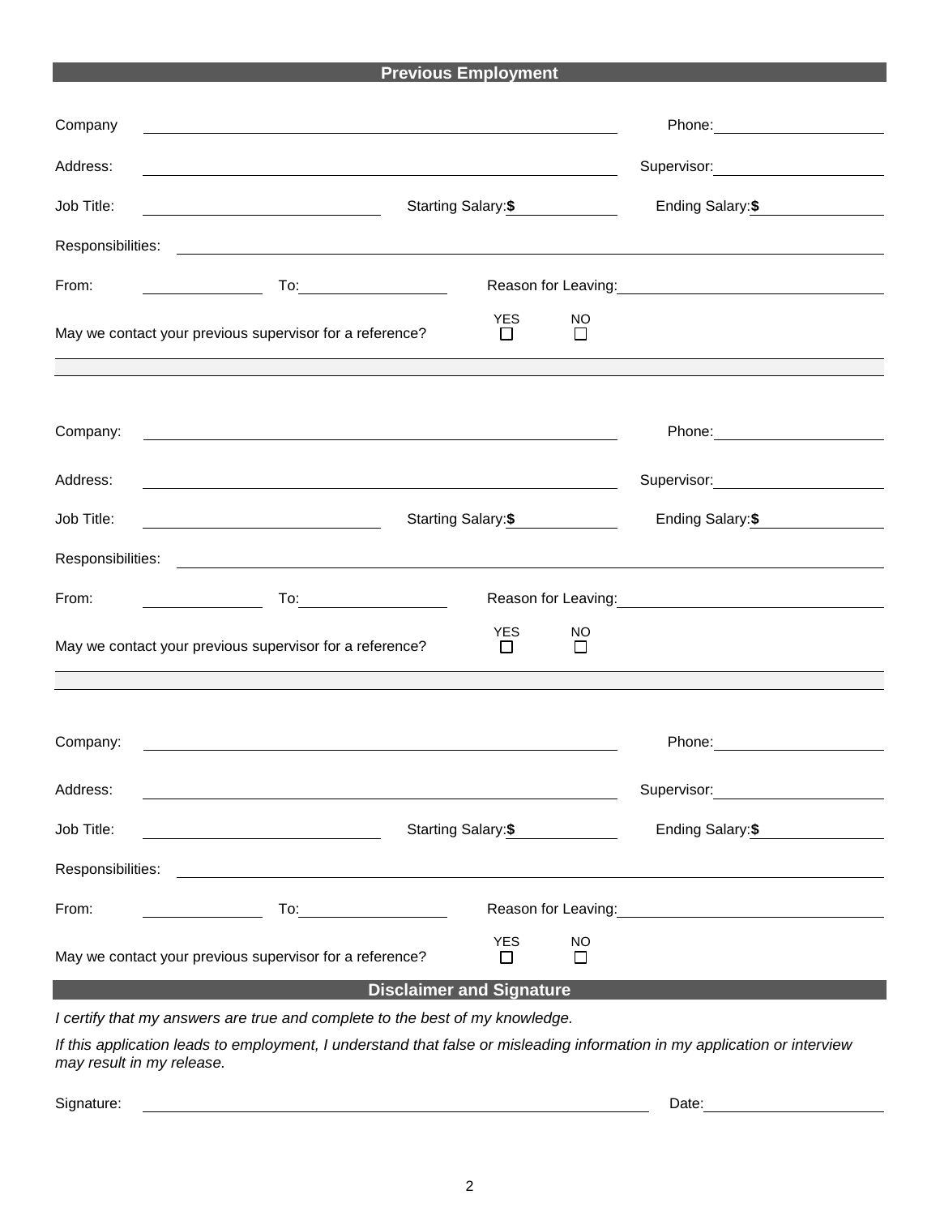## Previous Employment

Company: ______________________________ Phone: ____________

Address: ______________________________ Supervisor: ____________

Job Title: ______________ Starting Salary: $ __________ Ending Salary: $ __________

Responsibilities: ______________________________

From: __________ To: __________ Reason for Leaving: ______________

May we contact your previous supervisor for a reference? YES ☐ NO ☐

---

Company: ______________________________ Phone: ____________

Address: ______________________________ Supervisor: ____________

Job Title: ______________ Starting Salary: $ __________ Ending Salary: $ __________

Responsibilities: ______________________________

From: __________ To: __________ Reason for Leaving: ______________

May we contact your previous supervisor for a reference? YES ☐ NO ☐

---

Company: ______________________________ Phone: ____________

Address: ______________________________ Supervisor: ____________

Job Title: ______________ Starting Salary: $ __________ Ending Salary: $ __________

Responsibilities: ______________________________

From: __________ To: __________ Reason for Leaving: ______________

May we contact your previous supervisor for a reference? YES ☐ NO ☐

## Disclaimer and Signature

*I certify that my answers are true and complete to the best of my knowledge.*

*If this application leads to employment, I understand that false or misleading information in my application or interview may result in my release.*

Signature: ______________________________ Date: ____________